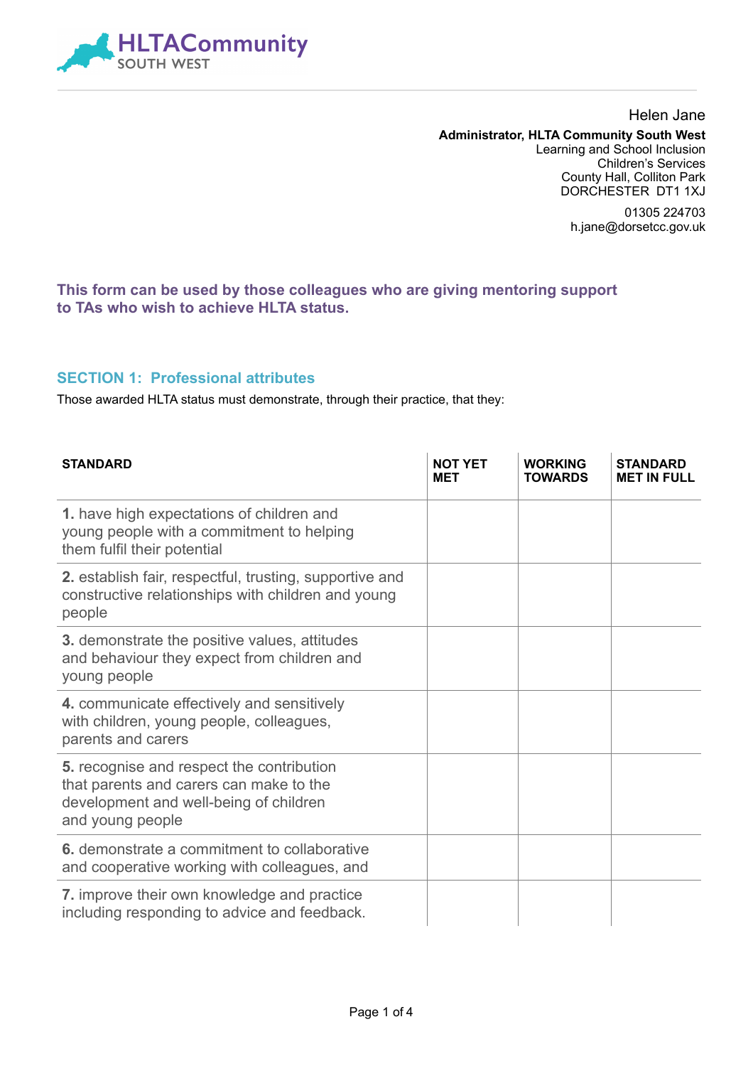HLTACommunity
SOUTH WEST

Helen Jane

**Administrator, HLTA Community South West**
Learning and School Inclusion
Children's Services
County Hall, Colliton Park
DORCHESTER DT1 1XJ

01305 224703
h.jane@dorsetcc.gov.uk

**This form can be used by those colleagues who are giving mentoring support to TAs who wish to achieve HLTA status.**

## SECTION 1: Professional attributes

Those awarded HLTA status must demonstrate, through their practice, that they:

| STANDARD | NOT YET MET | WORKING TOWARDS | STANDARD MET IN FULL |
|---|---|---|---|
| **1.** have high expectations of children and young people with a commitment to helping them fulfil their potential | | | |
| **2.** establish fair, respectful, trusting, supportive and constructive relationships with children and young people | | | |
| **3.** demonstrate the positive values, attitudes and behaviour they expect from children and young people | | | |
| **4.** communicate effectively and sensitively with children, young people, colleagues, parents and carers | | | |
| **5.** recognise and respect the contribution that parents and carers can make to the development and well-being of children and young people | | | |
| **6.** demonstrate a commitment to collaborative and cooperative working with colleagues, and | | | |
| **7.** improve their own knowledge and practice including responding to advice and feedback. | | | |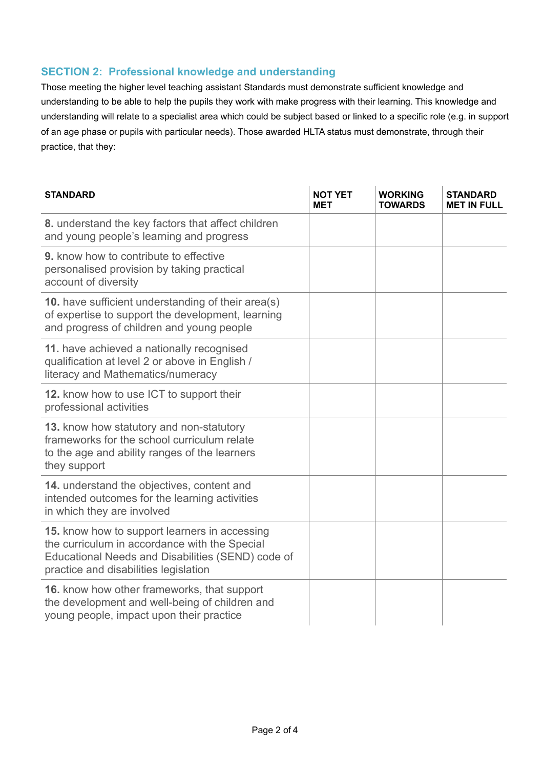## SECTION 2: Professional knowledge and understanding

Those meeting the higher level teaching assistant Standards must demonstrate sufficient knowledge and understanding to be able to help the pupils they work with make progress with their learning. This knowledge and understanding will relate to a specialist area which could be subject based or linked to a specific role (e.g. in support of an age phase or pupils with particular needs). Those awarded HLTA status must demonstrate, through their practice, that they:

| STANDARD | NOT YET MET | WORKING TOWARDS | STANDARD MET IN FULL |
|---|---|---|---|
| **8.** understand the key factors that affect children and young people's learning and progress | | | |
| **9.** know how to contribute to effective personalised provision by taking practical account of diversity | | | |
| **10.** have sufficient understanding of their area(s) of expertise to support the development, learning and progress of children and young people | | | |
| **11.** have achieved a nationally recognised qualification at level 2 or above in English / literacy and Mathematics/numeracy | | | |
| **12.** know how to use ICT to support their professional activities | | | |
| **13.** know how statutory and non-statutory frameworks for the school curriculum relate to the age and ability ranges of the learners they support | | | |
| **14.** understand the objectives, content and intended outcomes for the learning activities in which they are involved | | | |
| **15.** know how to support learners in accessing the curriculum in accordance with the Special Educational Needs and Disabilities (SEND) code of practice and disabilities legislation | | | |
| **16.** know how other frameworks, that support the development and well-being of children and young people, impact upon their practice | | | |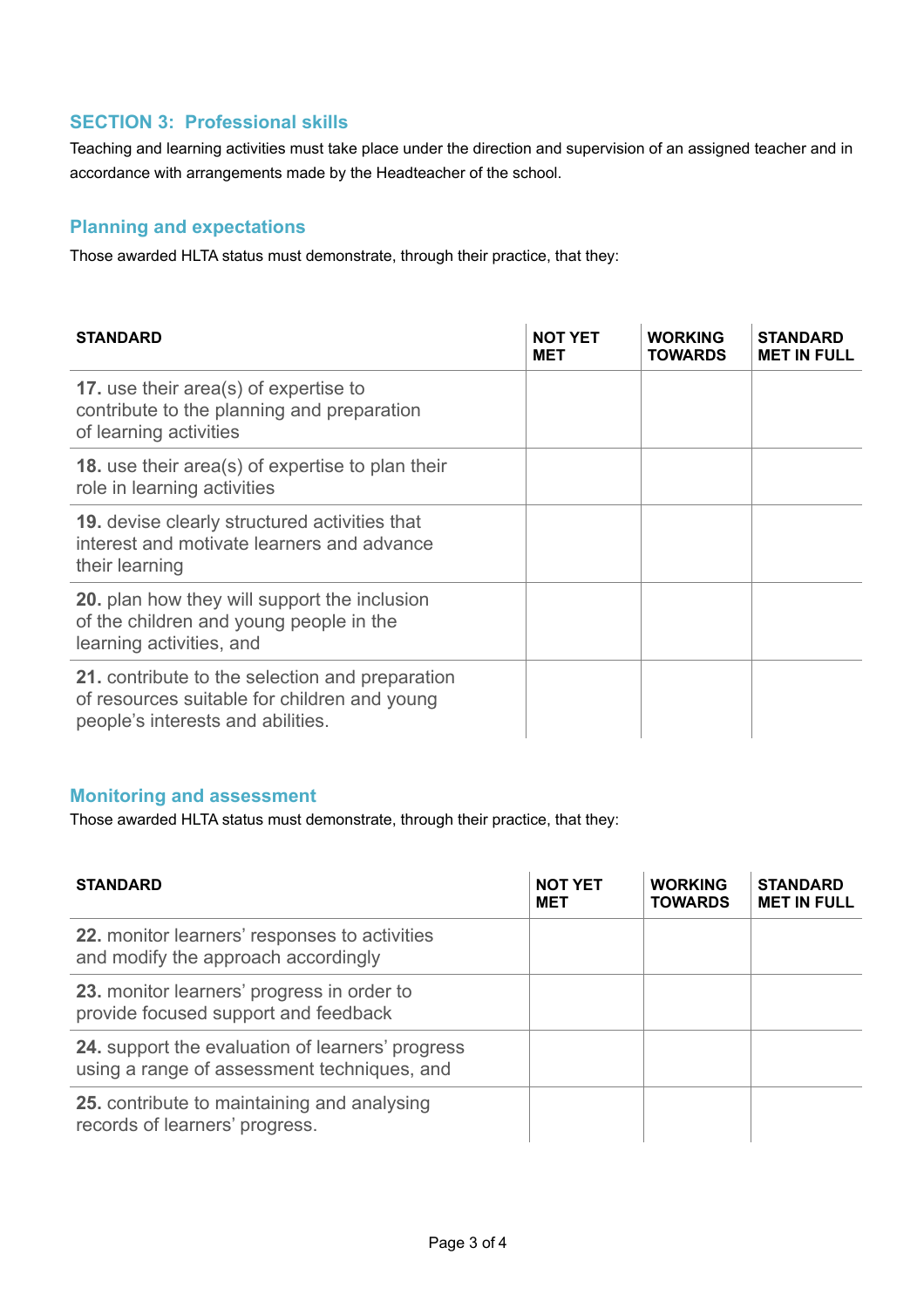## SECTION 3: Professional skills

Teaching and learning activities must take place under the direction and supervision of an assigned teacher and in accordance with arrangements made by the Headteacher of the school.

### Planning and expectations

Those awarded HLTA status must demonstrate, through their practice, that they:

| STANDARD | NOT YET MET | WORKING TOWARDS | STANDARD MET IN FULL |
|---|---|---|---|
| **17.** use their area(s) of expertise to contribute to the planning and preparation of learning activities | | | |
| **18.** use their area(s) of expertise to plan their role in learning activities | | | |
| **19.** devise clearly structured activities that interest and motivate learners and advance their learning | | | |
| **20.** plan how they will support the inclusion of the children and young people in the learning activities, and | | | |
| **21.** contribute to the selection and preparation of resources suitable for children and young people's interests and abilities. | | | |

### Monitoring and assessment

Those awarded HLTA status must demonstrate, through their practice, that they:

| STANDARD | NOT YET MET | WORKING TOWARDS | STANDARD MET IN FULL |
|---|---|---|---|
| **22.** monitor learners' responses to activities and modify the approach accordingly | | | |
| **23.** monitor learners' progress in order to provide focused support and feedback | | | |
| **24.** support the evaluation of learners' progress using a range of assessment techniques, and | | | |
| **25.** contribute to maintaining and analysing records of learners' progress. | | | |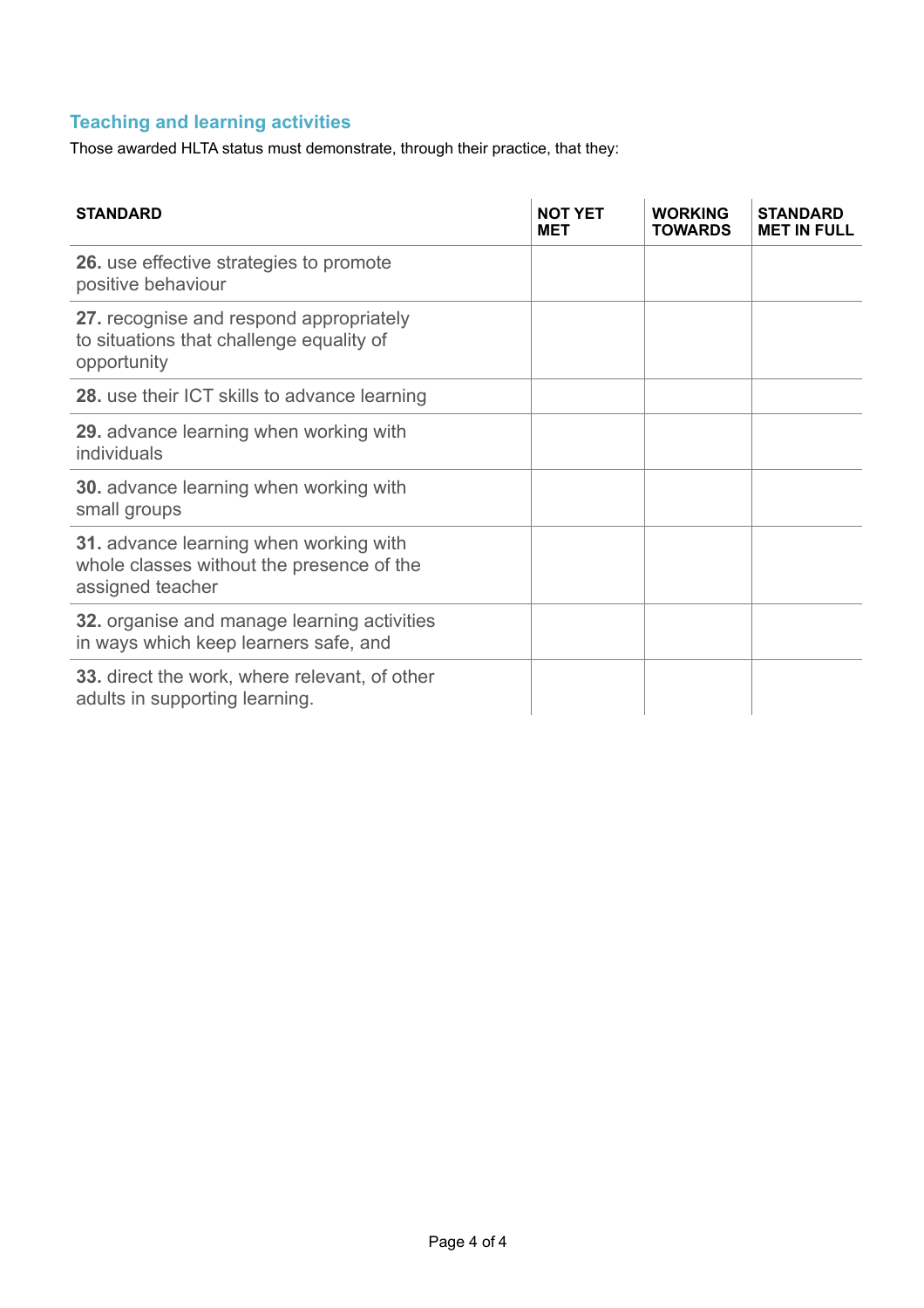## Teaching and learning activities

Those awarded HLTA status must demonstrate, through their practice, that they:

| STANDARD | NOT YET MET | WORKING TOWARDS | STANDARD MET IN FULL |
|---|---|---|---|
| **26.** use effective strategies to promote positive behaviour | | | |
| **27.** recognise and respond appropriately to situations that challenge equality of opportunity | | | |
| **28.** use their ICT skills to advance learning | | | |
| **29.** advance learning when working with individuals | | | |
| **30.** advance learning when working with small groups | | | |
| **31.** advance learning when working with whole classes without the presence of the assigned teacher | | | |
| **32.** organise and manage learning activities in ways which keep learners safe, and | | | |
| **33.** direct the work, where relevant, of other adults in supporting learning. | | | |